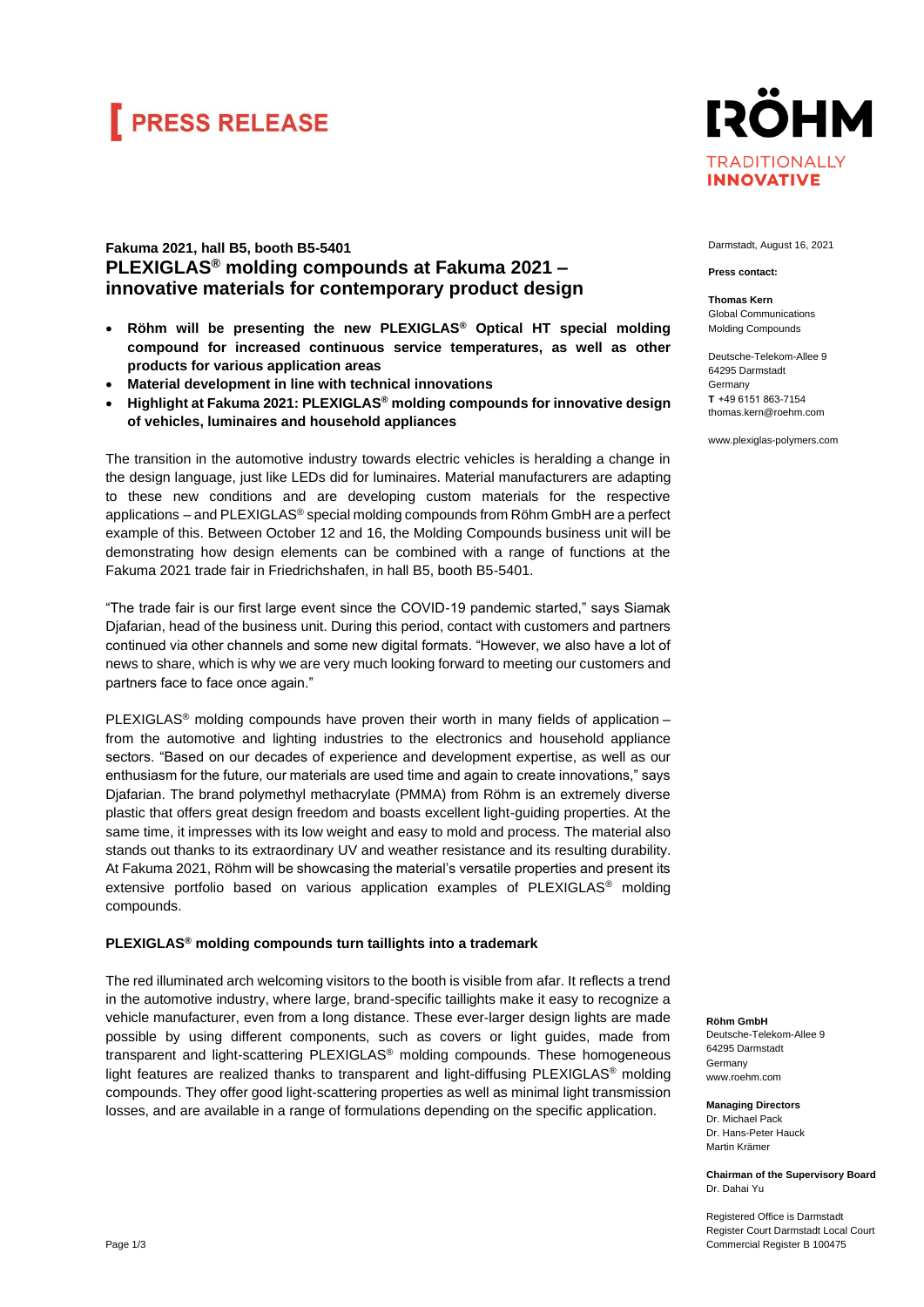# PRESS RELEASE

**RÖHM**
TRADITIONALLY **INNOVATIVE**

Darmstadt, August 16, 2021

**Press contact:**

**Thomas Kern**
Global Communications
Molding Compounds

Deutsche-Telekom-Allee 9
64295 Darmstadt
Germany
**T** +49 6151 863-7154
thomas.kern@roehm.com

www.plexiglas-polymers.com

**Fakuma 2021, hall B5, booth B5-5401**

## PLEXIGLAS® molding compounds at Fakuma 2021 – innovative materials for contemporary product design

- **Röhm will be presenting the new PLEXIGLAS® Optical HT special molding compound for increased continuous service temperatures, as well as other products for various application areas**
- **Material development in line with technical innovations**
- **Highlight at Fakuma 2021: PLEXIGLAS® molding compounds for innovative design of vehicles, luminaires and household appliances**

The transition in the automotive industry towards electric vehicles is heralding a change in the design language, just like LEDs did for luminaires. Material manufacturers are adapting to these new conditions and are developing custom materials for the respective applications – and PLEXIGLAS® special molding compounds from Röhm GmbH are a perfect example of this. Between October 12 and 16, the Molding Compounds business unit will be demonstrating how design elements can be combined with a range of functions at the Fakuma 2021 trade fair in Friedrichshafen, in hall B5, booth B5-5401.

"The trade fair is our first large event since the COVID-19 pandemic started," says Siamak Djafarian, head of the business unit. During this period, contact with customers and partners continued via other channels and some new digital formats. "However, we also have a lot of news to share, which is why we are very much looking forward to meeting our customers and partners face to face once again."

PLEXIGLAS® molding compounds have proven their worth in many fields of application – from the automotive and lighting industries to the electronics and household appliance sectors. "Based on our decades of experience and development expertise, as well as our enthusiasm for the future, our materials are used time and again to create innovations," says Djafarian. The brand polymethyl methacrylate (PMMA) from Röhm is an extremely diverse plastic that offers great design freedom and boasts excellent light-guiding properties. At the same time, it impresses with its low weight and easy to mold and process. The material also stands out thanks to its extraordinary UV and weather resistance and its resulting durability. At Fakuma 2021, Röhm will be showcasing the material's versatile properties and present its extensive portfolio based on various application examples of PLEXIGLAS® molding compounds.

### PLEXIGLAS® molding compounds turn taillights into a trademark

The red illuminated arch welcoming visitors to the booth is visible from afar. It reflects a trend in the automotive industry, where large, brand-specific taillights make it easy to recognize a vehicle manufacturer, even from a long distance. These ever-larger design lights are made possible by using different components, such as covers or light guides, made from transparent and light-scattering PLEXIGLAS® molding compounds. These homogeneous light features are realized thanks to transparent and light-diffusing PLEXIGLAS® molding compounds. They offer good light-scattering properties as well as minimal light transmission losses, and are available in a range of formulations depending on the specific application.

**Röhm GmbH**
Deutsche-Telekom-Allee 9
64295 Darmstadt
Germany
www.roehm.com

**Managing Directors**
Dr. Michael Pack
Dr. Hans-Peter Hauck
Martin Krämer

**Chairman of the Supervisory Board**
Dr. Dahai Yu

Registered Office is Darmstadt
Register Court Darmstadt Local Court
Commercial Register B 100475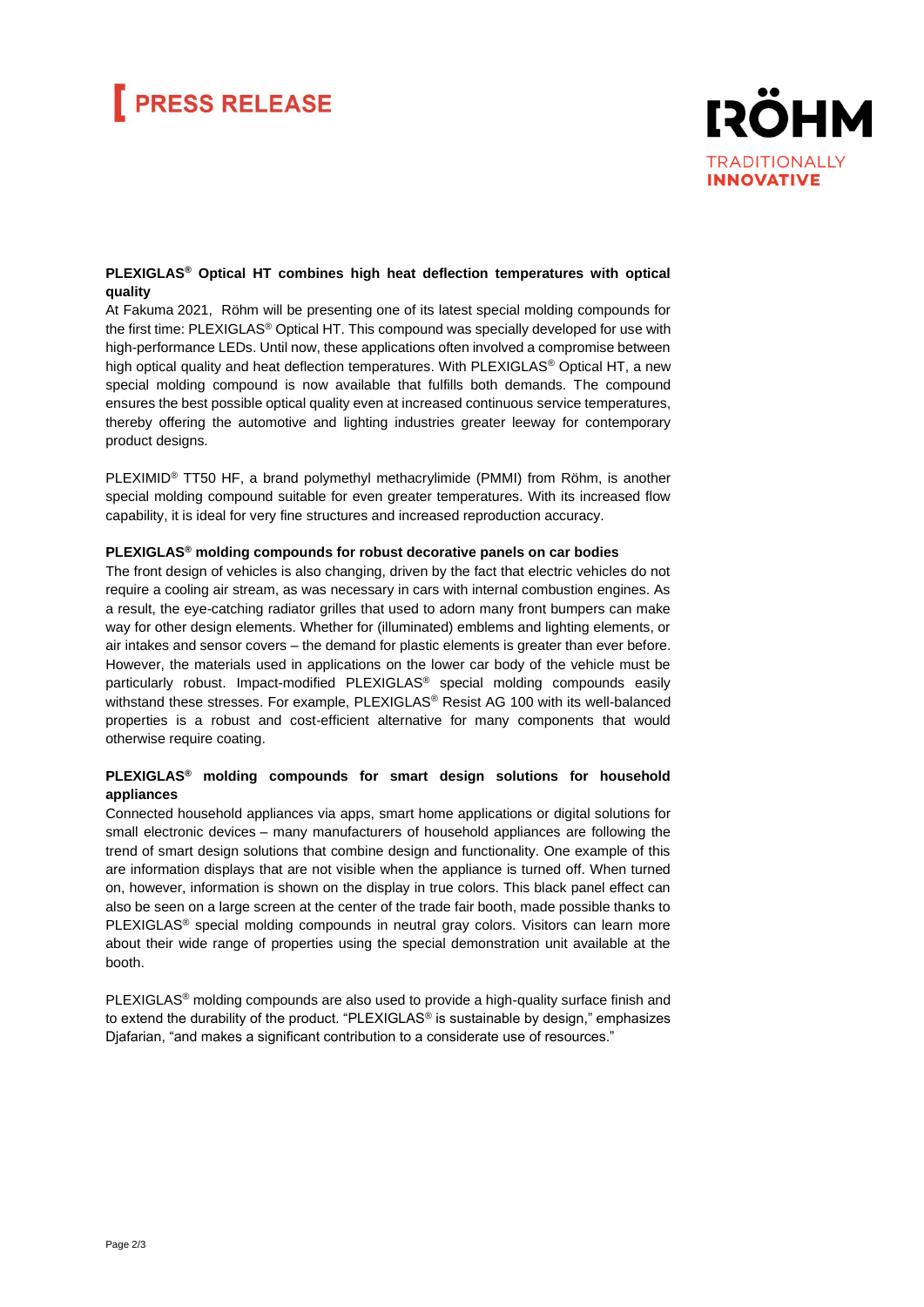### PLEXIGLAS® Optical HT combines high heat deflection temperatures with optical quality

At Fakuma 2021, Röhm will be presenting one of its latest special molding compounds for the first time: PLEXIGLAS® Optical HT. This compound was specially developed for use with high-performance LEDs. Until now, these applications often involved a compromise between high optical quality and heat deflection temperatures. With PLEXIGLAS® Optical HT, a new special molding compound is now available that fulfills both demands. The compound ensures the best possible optical quality even at increased continuous service temperatures, thereby offering the automotive and lighting industries greater leeway for contemporary product designs.

PLEXIMID® TT50 HF, a brand polymethyl methacrylimide (PMMI) from Röhm, is another special molding compound suitable for even greater temperatures. With its increased flow capability, it is ideal for very fine structures and increased reproduction accuracy.

### PLEXIGLAS® molding compounds for robust decorative panels on car bodies

The front design of vehicles is also changing, driven by the fact that electric vehicles do not require a cooling air stream, as was necessary in cars with internal combustion engines. As a result, the eye-catching radiator grilles that used to adorn many front bumpers can make way for other design elements. Whether for (illuminated) emblems and lighting elements, or air intakes and sensor covers – the demand for plastic elements is greater than ever before. However, the materials used in applications on the lower car body of the vehicle must be particularly robust. Impact-modified PLEXIGLAS® special molding compounds easily withstand these stresses. For example, PLEXIGLAS® Resist AG 100 with its well-balanced properties is a robust and cost-efficient alternative for many components that would otherwise require coating.

### PLEXIGLAS® molding compounds for smart design solutions for household appliances

Connected household appliances via apps, smart home applications or digital solutions for small electronic devices – many manufacturers of household appliances are following the trend of smart design solutions that combine design and functionality. One example of this are information displays that are not visible when the appliance is turned off. When turned on, however, information is shown on the display in true colors. This black panel effect can also be seen on a large screen at the center of the trade fair booth, made possible thanks to PLEXIGLAS® special molding compounds in neutral gray colors. Visitors can learn more about their wide range of properties using the special demonstration unit available at the booth.

PLEXIGLAS® molding compounds are also used to provide a high-quality surface finish and to extend the durability of the product. "PLEXIGLAS® is sustainable by design," emphasizes Djafarian, "and makes a significant contribution to a considerate use of resources."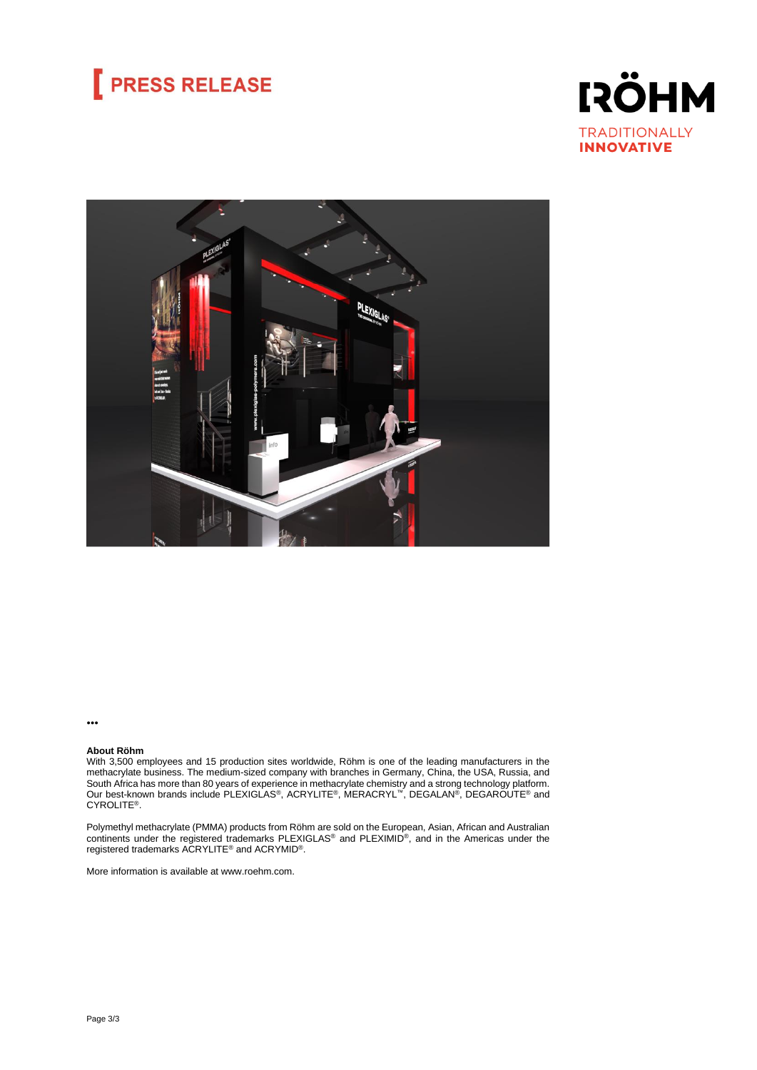•••

**About Röhm**

With 3,500 employees and 15 production sites worldwide, Röhm is one of the leading manufacturers in the methacrylate business. The medium-sized company with branches in Germany, China, the USA, Russia, and South Africa has more than 80 years of experience in methacrylate chemistry and a strong technology platform. Our best-known brands include PLEXIGLAS®, ACRYLITE®, MERACRYL™, DEGALAN®, DEGAROUTE® and CYROLITE®.

Polymethyl methacrylate (PMMA) products from Röhm are sold on the European, Asian, African and Australian continents under the registered trademarks PLEXIGLAS® and PLEXIMID®, and in the Americas under the registered trademarks ACRYLITE® and ACRYMID®.

More information is available at www.roehm.com.